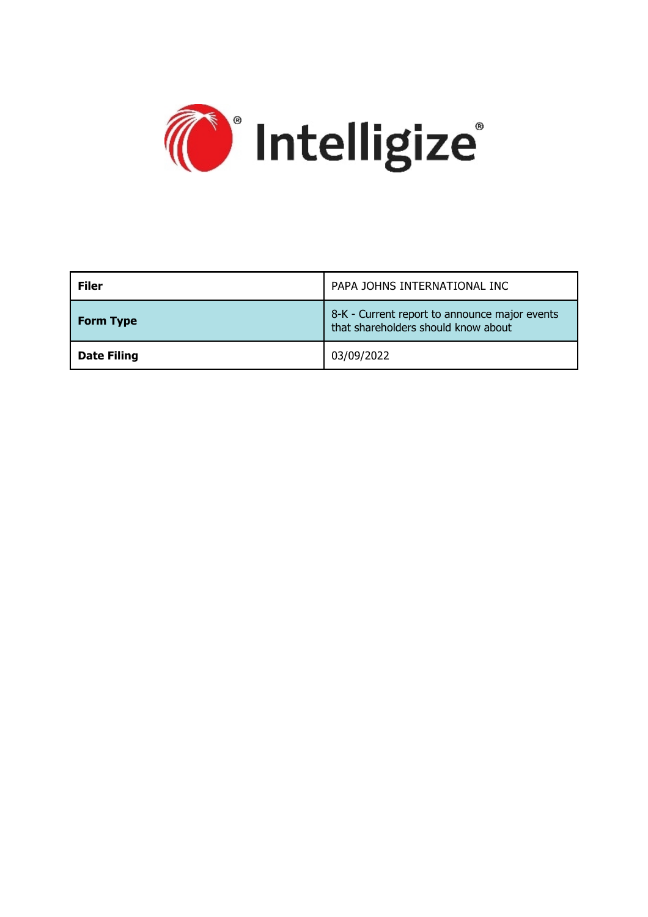Intelligize®

| Filer | PAPA JOHNS INTERNATIONAL INC |
|---|---|
| Form Type | 8-K - Current report to announce major events that shareholders should know about |
| Date Filing | 03/09/2022 |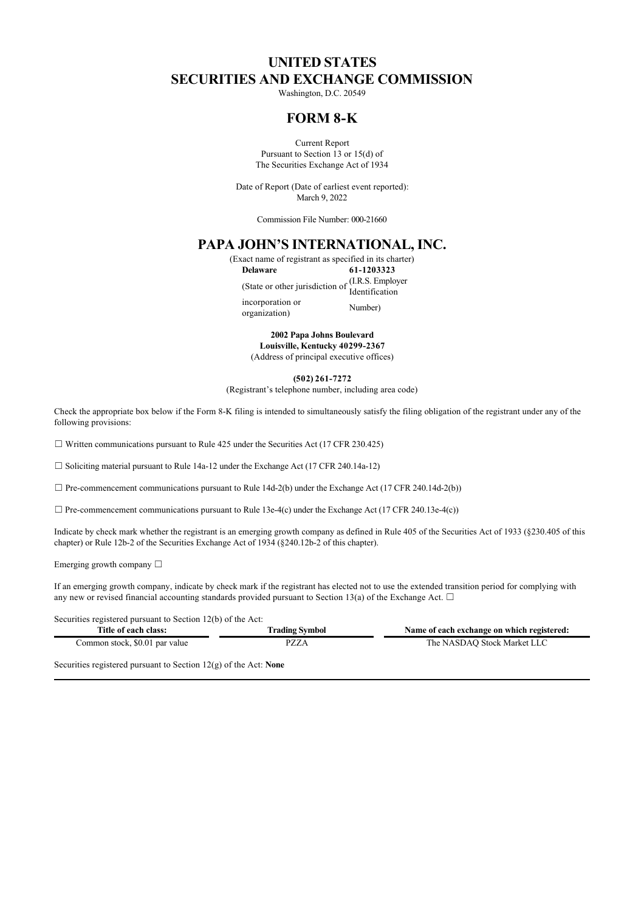# UNITED STATES
# SECURITIES AND EXCHANGE COMMISSION

Washington, D.C. 20549

## FORM 8-K

Current Report
Pursuant to Section 13 or 15(d) of
The Securities Exchange Act of 1934

Date of Report (Date of earliest event reported):
March 9, 2022

Commission File Number: 000-21660

## PAPA JOHN'S INTERNATIONAL, INC.

(Exact name of registrant as specified in its charter)

| **Delaware** | **61-1203323** |
|---|---|
| (State or other jurisdiction of incorporation or organization) | (I.R.S. Employer Identification Number) |

**2002 Papa Johns Boulevard**
**Louisville, Kentucky 40299-2367**
(Address of principal executive offices)

**(502) 261-7272**
(Registrant's telephone number, including area code)

Check the appropriate box below if the Form 8-K filing is intended to simultaneously satisfy the filing obligation of the registrant under any of the following provisions:

☐ Written communications pursuant to Rule 425 under the Securities Act (17 CFR 230.425)

☐ Soliciting material pursuant to Rule 14a-12 under the Exchange Act (17 CFR 240.14a-12)

☐ Pre-commencement communications pursuant to Rule 14d-2(b) under the Exchange Act (17 CFR 240.14d-2(b))

☐ Pre-commencement communications pursuant to Rule 13e-4(c) under the Exchange Act (17 CFR 240.13e-4(c))

Indicate by check mark whether the registrant is an emerging growth company as defined in Rule 405 of the Securities Act of 1933 (§230.405 of this chapter) or Rule 12b-2 of the Securities Exchange Act of 1934 (§240.12b-2 of this chapter).

Emerging growth company ☐

If an emerging growth company, indicate by check mark if the registrant has elected not to use the extended transition period for complying with any new or revised financial accounting standards provided pursuant to Section 13(a) of the Exchange Act. ☐

Securities registered pursuant to Section 12(b) of the Act:

| Title of each class: | Trading Symbol | Name of each exchange on which registered: |
|---|---|---|
| Common stock, $0.01 par value | PZZA | The NASDAQ Stock Market LLC |

Securities registered pursuant to Section 12(g) of the Act: **None**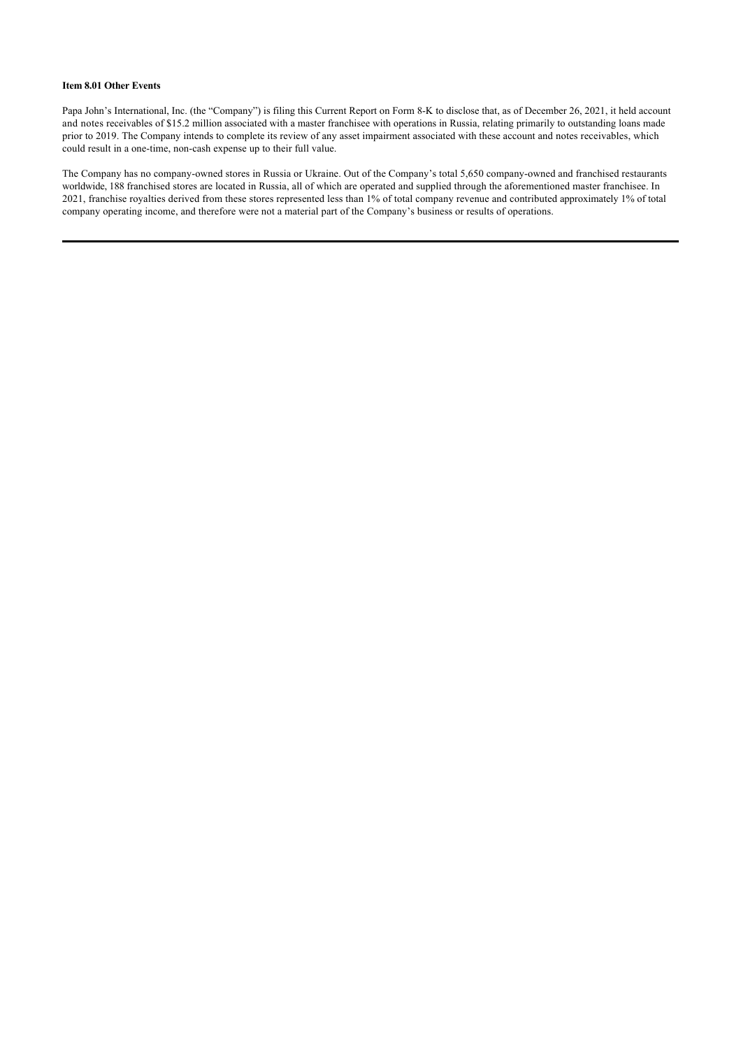**Item 8.01 Other Events**

Papa John's International, Inc. (the "Company") is filing this Current Report on Form 8-K to disclose that, as of December 26, 2021, it held account and notes receivables of $15.2 million associated with a master franchisee with operations in Russia, relating primarily to outstanding loans made prior to 2019. The Company intends to complete its review of any asset impairment associated with these account and notes receivables, which could result in a one-time, non-cash expense up to their full value.

The Company has no company-owned stores in Russia or Ukraine. Out of the Company's total 5,650 company-owned and franchised restaurants worldwide, 188 franchised stores are located in Russia, all of which are operated and supplied through the aforementioned master franchisee. In 2021, franchise royalties derived from these stores represented less than 1% of total company revenue and contributed approximately 1% of total company operating income, and therefore were not a material part of the Company's business or results of operations.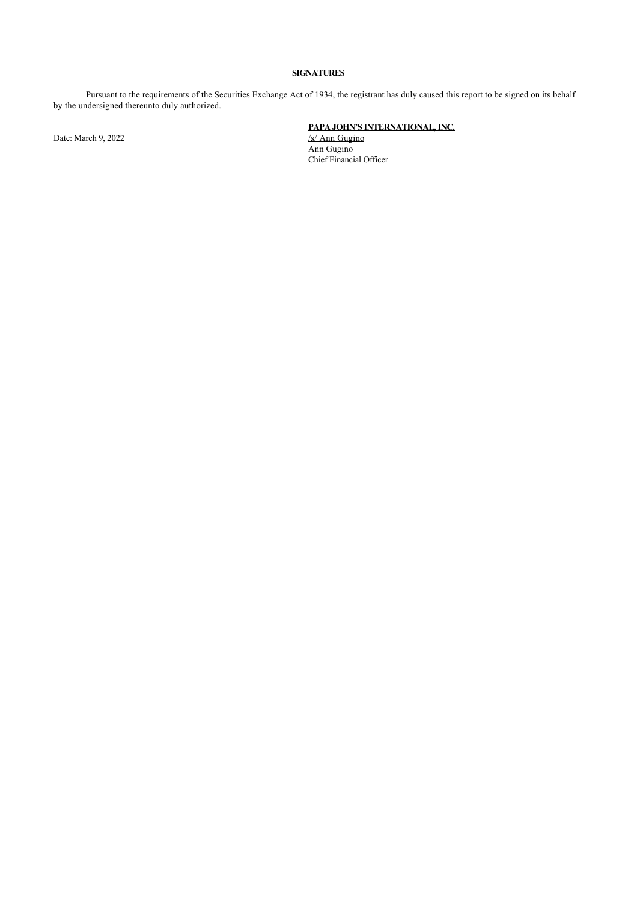**SIGNATURES**

Pursuant to the requirements of the Securities Exchange Act of 1934, the registrant has duly caused this report to be signed on its behalf by the undersigned thereunto duly authorized.

Date: March 9, 2022

**PAPA JOHN'S INTERNATIONAL, INC.**

/s/ Ann Gugino
Ann Gugino
Chief Financial Officer